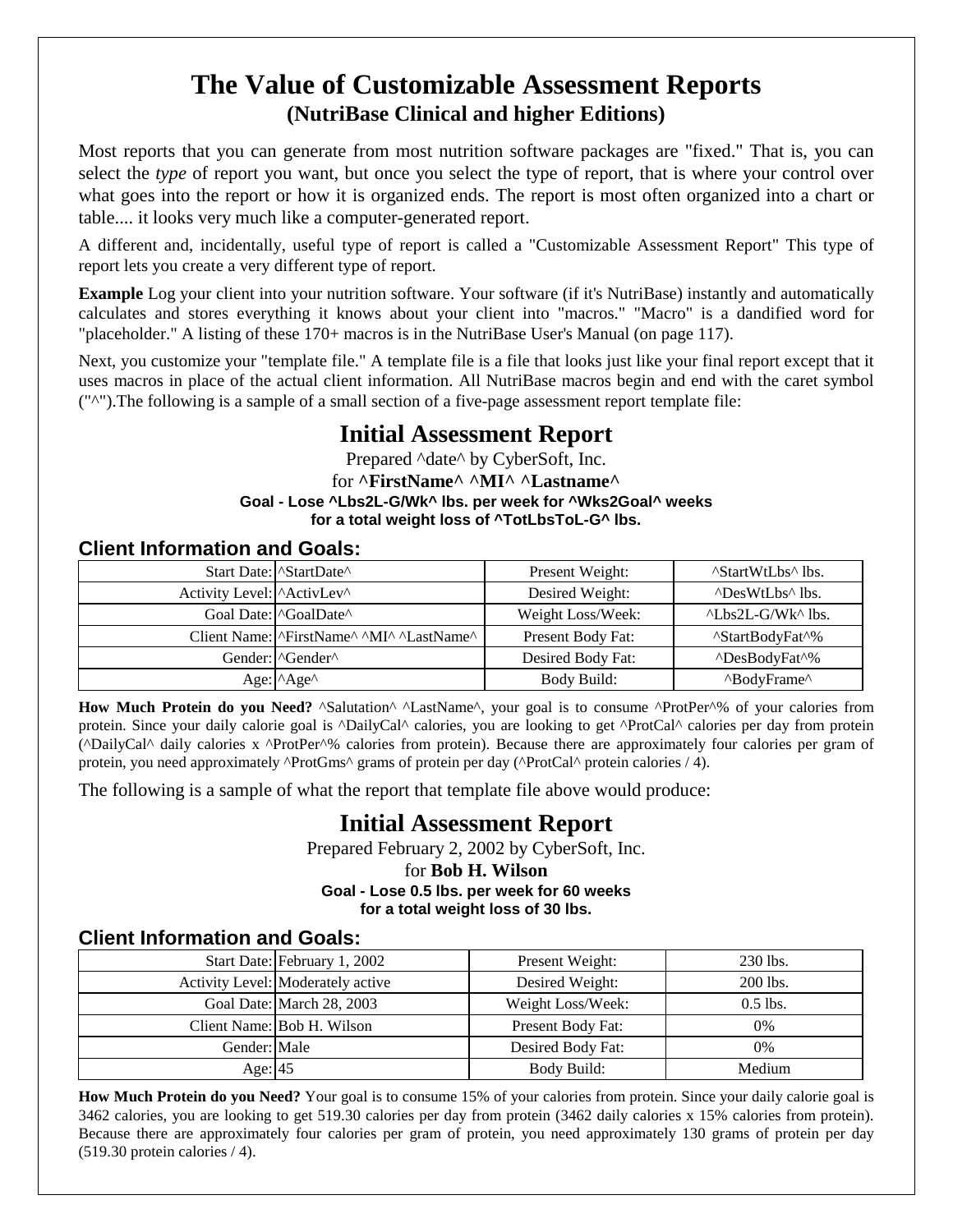# The Value of Customizable Assessment Reports

## (NutriBase Clinical and higher Editions)

Most reports that you can generate from most nutrition software packages are "fixed." That is, you can select the *type* of report you want, but once you select the type of report, that is where your control over what goes into the report or how it is organized ends. The report is most often organized into a chart or table.... it looks very much like a computer-generated report.

A different and, incidentally, useful type of report is called a "Customizable Assessment Report" This type of report lets you create a very different type of report.

**Example** Log your client into your nutrition software. Your software (if it's NutriBase) instantly and automatically calculates and stores everything it knows about your client into "macros." "Macro" is a dandified word for "placeholder." A listing of these 170+ macros is in the NutriBase User's Manual (on page 117).

Next, you customize your "template file." A template file is a file that looks just like your final report except that it uses macros in place of the actual client information. All NutriBase macros begin and end with the caret symbol ("^").The following is a sample of a small section of a five-page assessment report template file:

## Initial Assessment Report

Prepared ^date^ by CyberSoft, Inc.

for **^FirstName^ ^MI^ ^Lastname^**

**Goal - Lose ^Lbs2L-G/Wk^ lbs. per week for ^Wks2Goal^ weeks**
**for a total weight loss of ^TotLbsToL-G^ lbs.**

### Client Information and Goals:

| | | | |
|---|---|---|---|
| Start Date: | ^StartDate^ | Present Weight: | ^StartWtLbs^ lbs. |
| Activity Level: | ^ActivLev^ | Desired Weight: | ^DesWtLbs^ lbs. |
| Goal Date: | ^GoalDate^ | Weight Loss/Week: | ^Lbs2L-G/Wk^ lbs. |
| Client Name: | ^FirstName^ ^MI^ ^LastName^ | Present Body Fat: | ^StartBodyFat^% |
| Gender: | ^Gender^ | Desired Body Fat: | ^DesBodyFat^% |
| Age: | ^Age^ | Body Build: | ^BodyFrame^ |

**How Much Protein do you Need?** ^Salutation^ ^LastName^, your goal is to consume ^ProtPer^% of your calories from protein. Since your daily calorie goal is ^DailyCal^ calories, you are looking to get ^ProtCal^ calories per day from protein (^DailyCal^ daily calories x ^ProtPer^% calories from protein). Because there are approximately four calories per gram of protein, you need approximately ^ProtGms^ grams of protein per day (^ProtCal^ protein calories / 4).

The following is a sample of what the report that template file above would produce:

## Initial Assessment Report

Prepared February 2, 2002 by CyberSoft, Inc.

for **Bob H. Wilson**

**Goal - Lose 0.5 lbs. per week for 60 weeks**
**for a total weight loss of 30 lbs.**

### Client Information and Goals:

| | | | |
|---|---|---|---|
| Start Date: | February 1, 2002 | Present Weight: | 230 lbs. |
| Activity Level: | Moderately active | Desired Weight: | 200 lbs. |
| Goal Date: | March 28, 2003 | Weight Loss/Week: | 0.5 lbs. |
| Client Name: | Bob H. Wilson | Present Body Fat: | 0% |
| Gender: | Male | Desired Body Fat: | 0% |
| Age: | 45 | Body Build: | Medium |

**How Much Protein do you Need?** Your goal is to consume 15% of your calories from protein. Since your daily calorie goal is 3462 calories, you are looking to get 519.30 calories per day from protein (3462 daily calories x 15% calories from protein). Because there are approximately four calories per gram of protein, you need approximately 130 grams of protein per day (519.30 protein calories / 4).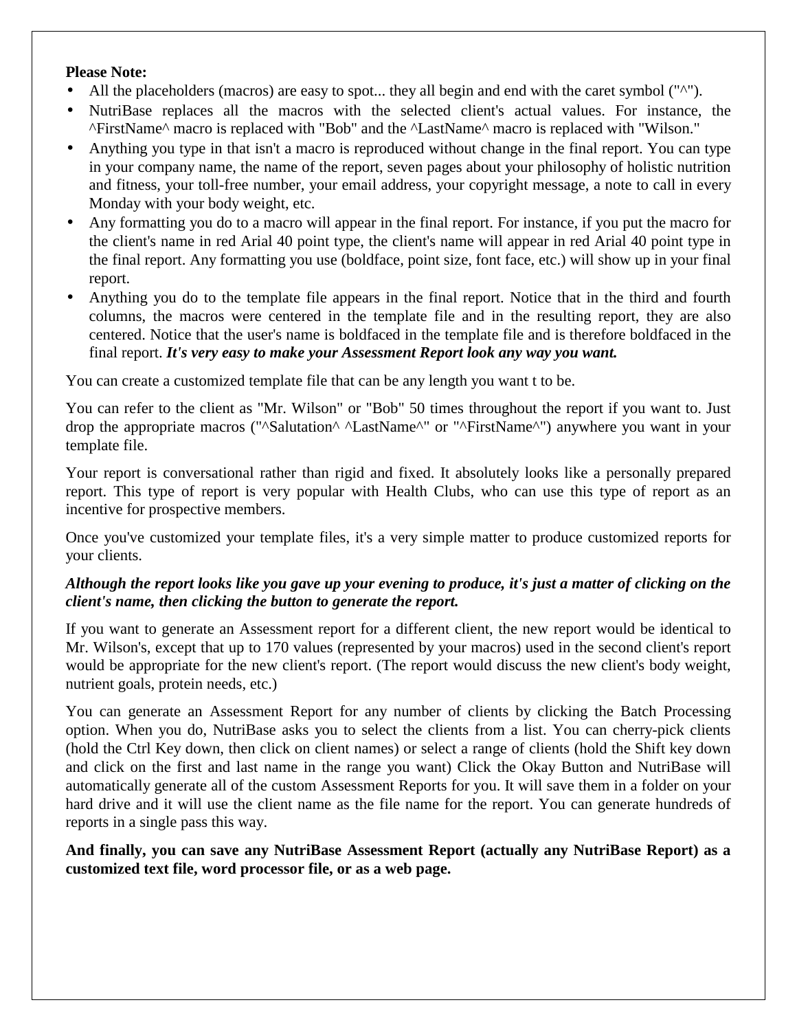**Please Note:**

- All the placeholders (macros) are easy to spot... they all begin and end with the caret symbol ("^").
- NutriBase replaces all the macros with the selected client's actual values. For instance, the ^FirstName^ macro is replaced with "Bob" and the ^LastName^ macro is replaced with "Wilson."
- Anything you type in that isn't a macro is reproduced without change in the final report. You can type in your company name, the name of the report, seven pages about your philosophy of holistic nutrition and fitness, your toll-free number, your email address, your copyright message, a note to call in every Monday with your body weight, etc.
- Any formatting you do to a macro will appear in the final report. For instance, if you put the macro for the client's name in red Arial 40 point type, the client's name will appear in red Arial 40 point type in the final report. Any formatting you use (boldface, point size, font face, etc.) will show up in your final report.
- Anything you do to the template file appears in the final report. Notice that in the third and fourth columns, the macros were centered in the template file and in the resulting report, they are also centered. Notice that the user's name is boldfaced in the template file and is therefore boldfaced in the final report. ***It's very easy to make your Assessment Report look any way you want.***

You can create a customized template file that can be any length you want t to be.

You can refer to the client as "Mr. Wilson" or "Bob" 50 times throughout the report if you want to. Just drop the appropriate macros ("^Salutation^ ^LastName^" or "^FirstName^") anywhere you want in your template file.

Your report is conversational rather than rigid and fixed. It absolutely looks like a personally prepared report. This type of report is very popular with Health Clubs, who can use this type of report as an incentive for prospective members.

Once you've customized your template files, it's a very simple matter to produce customized reports for your clients.

***Although the report looks like you gave up your evening to produce, it's just a matter of clicking on the client's name, then clicking the button to generate the report.***

If you want to generate an Assessment report for a different client, the new report would be identical to Mr. Wilson's, except that up to 170 values (represented by your macros) used in the second client's report would be appropriate for the new client's report. (The report would discuss the new client's body weight, nutrient goals, protein needs, etc.)

You can generate an Assessment Report for any number of clients by clicking the Batch Processing option. When you do, NutriBase asks you to select the clients from a list. You can cherry-pick clients (hold the Ctrl Key down, then click on client names) or select a range of clients (hold the Shift key down and click on the first and last name in the range you want) Click the Okay Button and NutriBase will automatically generate all of the custom Assessment Reports for you. It will save them in a folder on your hard drive and it will use the client name as the file name for the report. You can generate hundreds of reports in a single pass this way.

**And finally, you can save any NutriBase Assessment Report (actually any NutriBase Report) as a customized text file, word processor file, or as a web page.**